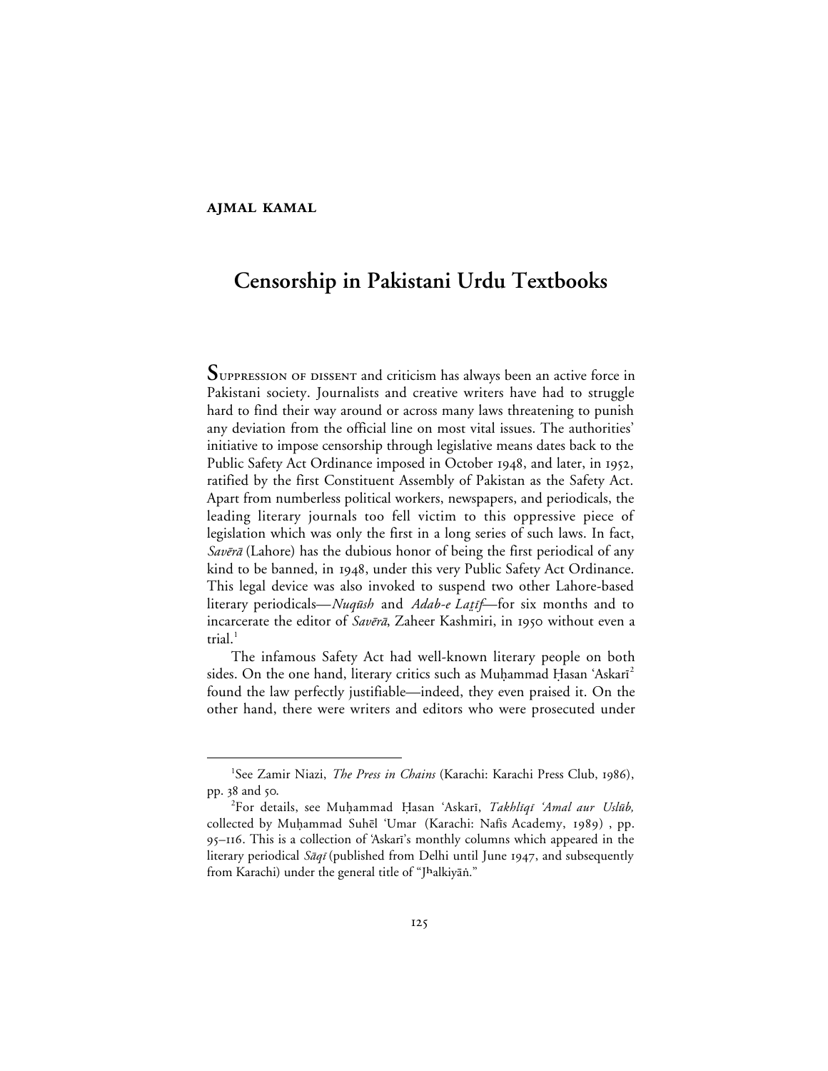**AJMAL KAMAL**

# Censorship in Pakistani Urdu Textbooks

**S**UPPRESSION OF DISSENT and criticism has always been an active force in Pakistani society. Journalists and creative writers have had to struggle hard to find their way around or across many laws threatening to punish any deviation from the official line on most vital issues. The authorities' initiative to impose censorship through legislative means dates back to the Public Safety Act Ordinance imposed in October 1948, and later, in 1952, ratified by the first Constituent Assembly of Pakistan as the Safety Act. Apart from numberless political workers, newspapers, and periodicals, the leading literary journals too fell victim to this oppressive piece of legislation which was only the first in a long series of such laws. In fact, *Savērā* (Lahore) has the dubious honor of being the first periodical of any kind to be banned, in 1948, under this very Public Safety Act Ordinance. This legal device was also invoked to suspend two other Lahore-based literary periodicals—*Nuqūsh* and *Adab-e Laṭīf*—for six months and to incarcerate the editor of *Savērā*, Zaheer Kashmiri, in 1950 without even a trial.[1]

The infamous Safety Act had well-known literary people on both sides. On the one hand, literary critics such as Muḥammad Ḥasan 'Askarī[2] found the law perfectly justifiable—indeed, they even praised it. On the other hand, there were writers and editors who were prosecuted under

---

[1]See Zamir Niazi, *The Press in Chains* (Karachi: Karachi Press Club, 1986), pp. 38 and 50.

[2]For details, see Muḥammad Ḥasan 'Askarī, *Takhlīqī 'Amal aur Uslūb,* collected by Muḥammad Suhēl 'Umar (Karachi: Nafis Academy, 1989) , pp. 95–116. This is a collection of 'Askarī's monthly columns which appeared in the literary periodical *Sāqī* (published from Delhi until June 1947, and subsequently from Karachi) under the general title of "Jʰalkiyāṅ."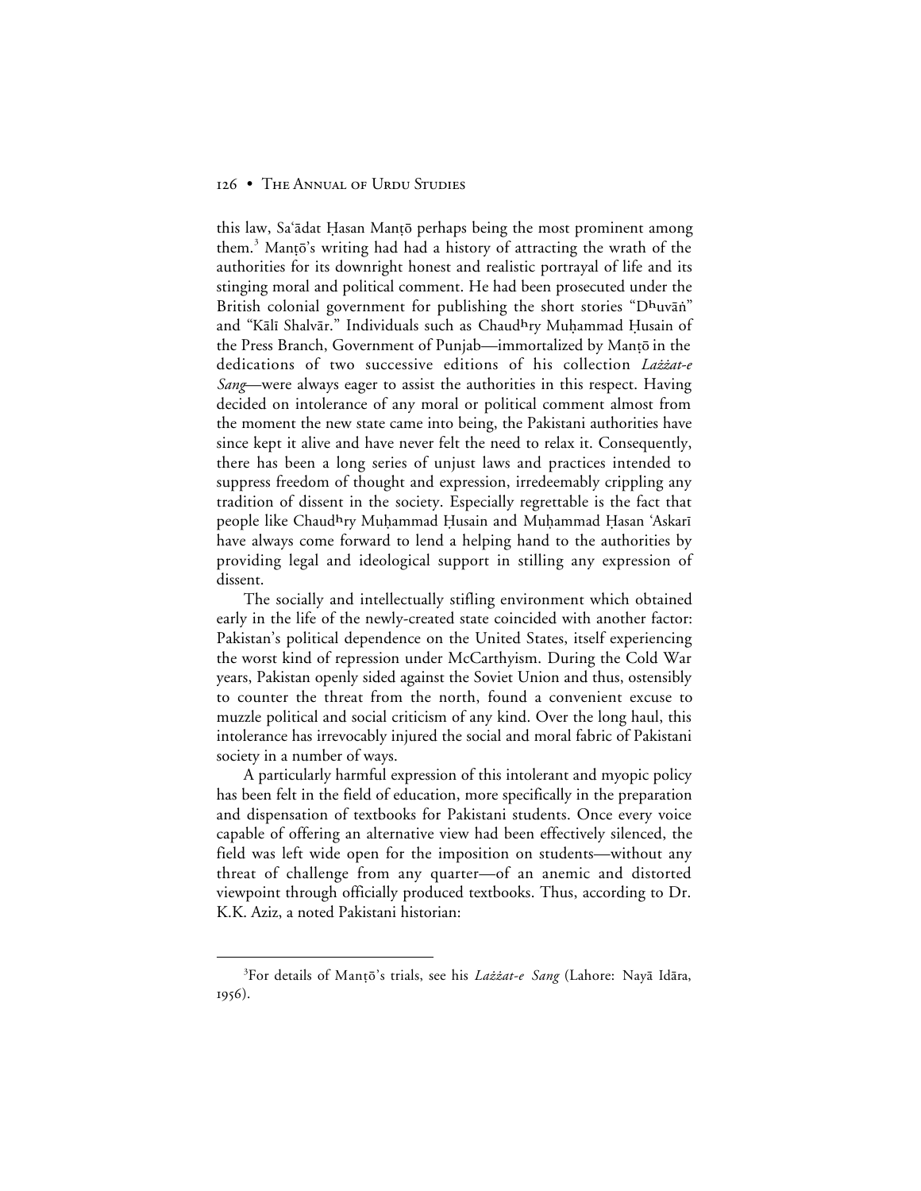this law, Sa'ādat Ḥasan Manṭō perhaps being the most prominent among them.[3] Manṭō's writing had had a history of attracting the wrath of the authorities for its downright honest and realistic portrayal of life and its stinging moral and political comment. He had been prosecuted under the British colonial government for publishing the short stories "Dʰuvāṅ" and "Kālī Shalvār." Individuals such as Chaudʰry Muḥammad Ḥusain of the Press Branch, Government of Punjab—immortalized by Manṭō in the dedications of two successive editions of his collection *Lażżat-e Sang*—were always eager to assist the authorities in this respect. Having decided on intolerance of any moral or political comment almost from the moment the new state came into being, the Pakistani authorities have since kept it alive and have never felt the need to relax it. Consequently, there has been a long series of unjust laws and practices intended to suppress freedom of thought and expression, irredeemably crippling any tradition of dissent in the society. Especially regrettable is the fact that people like Chaudʰry Muḥammad Ḥusain and Muḥammad Ḥasan 'Askarī have always come forward to lend a helping hand to the authorities by providing legal and ideological support in stilling any expression of dissent.

The socially and intellectually stifling environment which obtained early in the life of the newly-created state coincided with another factor: Pakistan's political dependence on the United States, itself experiencing the worst kind of repression under McCarthyism. During the Cold War years, Pakistan openly sided against the Soviet Union and thus, ostensibly to counter the threat from the north, found a convenient excuse to muzzle political and social criticism of any kind. Over the long haul, this intolerance has irrevocably injured the social and moral fabric of Pakistani society in a number of ways.

A particularly harmful expression of this intolerant and myopic policy has been felt in the field of education, more specifically in the preparation and dispensation of textbooks for Pakistani students. Once every voice capable of offering an alternative view had been effectively silenced, the field was left wide open for the imposition on students—without any threat of challenge from any quarter—of an anemic and distorted viewpoint through officially produced textbooks. Thus, according to Dr. K.K. Aziz, a noted Pakistani historian:

---

[3]For details of Manṭō's trials, see his *Lażżat-e Sang* (Lahore: Nayā Idāra, 1956).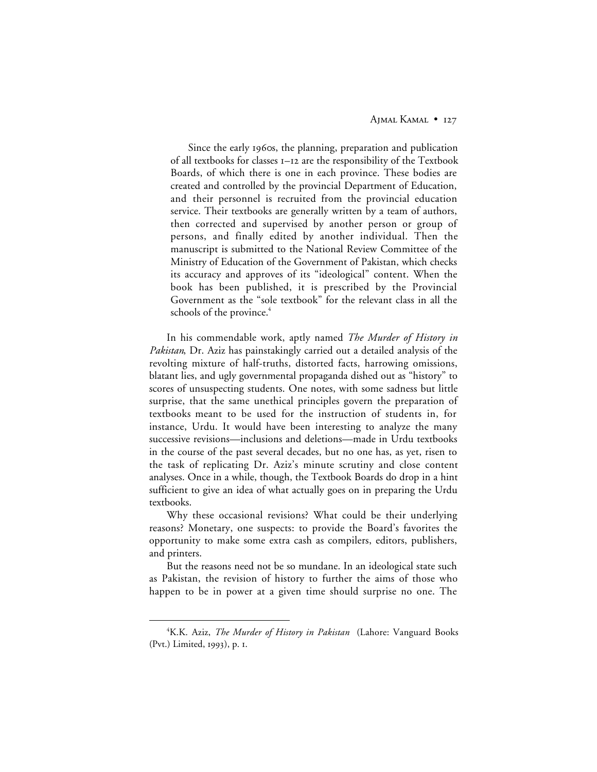> Since the early 1960s, the planning, preparation and publication of all textbooks for classes 1–12 are the responsibility of the Textbook Boards, of which there is one in each province. These bodies are created and controlled by the provincial Department of Education, and their personnel is recruited from the provincial education service. Their textbooks are generally written by a team of authors, then corrected and supervised by another person or group of persons, and finally edited by another individual. Then the manuscript is submitted to the National Review Committee of the Ministry of Education of the Government of Pakistan, which checks its accuracy and approves of its "ideological" content. When the book has been published, it is prescribed by the Provincial Government as the "sole textbook" for the relevant class in all the schools of the province.[4]

In his commendable work, aptly named *The Murder of History in Pakistan*, Dr. Aziz has painstakingly carried out a detailed analysis of the revolting mixture of half-truths, distorted facts, harrowing omissions, blatant lies, and ugly governmental propaganda dished out as "history" to scores of unsuspecting students. One notes, with some sadness but little surprise, that the same unethical principles govern the preparation of textbooks meant to be used for the instruction of students in, for instance, Urdu. It would have been interesting to analyze the many successive revisions—inclusions and deletions—made in Urdu textbooks in the course of the past several decades, but no one has, as yet, risen to the task of replicating Dr. Aziz's minute scrutiny and close content analyses. Once in a while, though, the Textbook Boards do drop in a hint sufficient to give an idea of what actually goes on in preparing the Urdu textbooks.

Why these occasional revisions? What could be their underlying reasons? Monetary, one suspects: to provide the Board's favorites the opportunity to make some extra cash as compilers, editors, publishers, and printers.

But the reasons need not be so mundane. In an ideological state such as Pakistan, the revision of history to further the aims of those who happen to be in power at a given time should surprise no one. The

---

[4] K.K. Aziz, *The Murder of History in Pakistan* (Lahore: Vanguard Books (Pvt.) Limited, 1993), p. 1.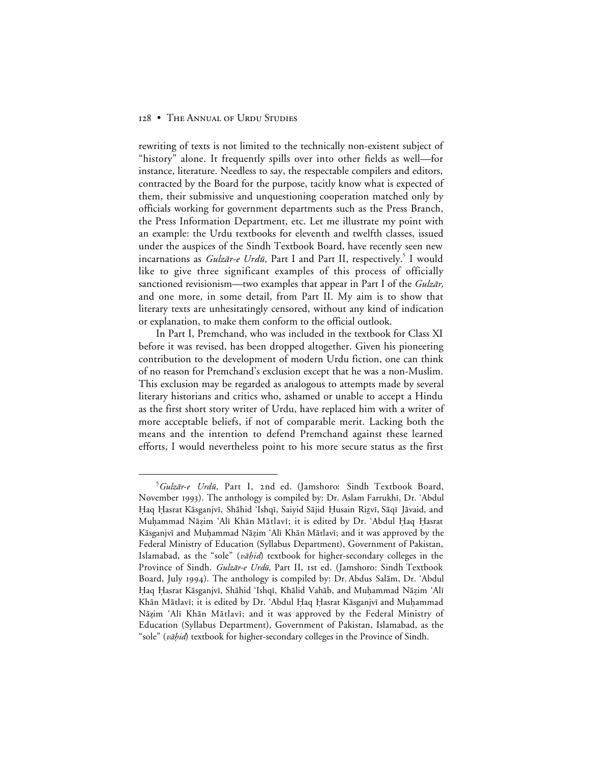rewriting of texts is not limited to the technically non-existent subject of "history" alone. It frequently spills over into other fields as well—for instance, literature. Needless to say, the respectable compilers and editors, contracted by the Board for the purpose, tacitly know what is expected of them, their submissive and unquestioning cooperation matched only by officials working for government departments such as the Press Branch, the Press Information Department, etc. Let me illustrate my point with an example: the Urdu textbooks for eleventh and twelfth classes, issued under the auspices of the Sindh Textbook Board, have recently seen new incarnations as *Gulzār-e Urdū,* Part I and Part II, respectively.[5] I would like to give three significant examples of this process of officially sanctioned revisionism—two examples that appear in Part I of the *Gulzār,* and one more, in some detail, from Part II. My aim is to show that literary texts are unhesitatingly censored, without any kind of indication or explanation, to make them conform to the official outlook.

In Part I, Premchand, who was included in the textbook for Class XI before it was revised, has been dropped altogether. Given his pioneering contribution to the development of modern Urdu fiction, one can think of no reason for Premchand's exclusion except that he was a non-Muslim. This exclusion may be regarded as analogous to attempts made by several literary historians and critics who, ashamed or unable to accept a Hindu as the first short story writer of Urdu, have replaced him with a writer of more acceptable beliefs, if not of comparable merit. Lacking both the means and the intention to defend Premchand against these learned efforts, I would nevertheless point to his more secure status as the first

---

[5] *Gulzār-e Urdū,* Part I, 2nd ed. (Jamshoro: Sindh Textbook Board, November 1993). The anthology is compiled by: Dr. Aslam Farrukhī, Dr. ʿAbdul Ḥaq Ḥasrat Kāsganjvī, Shāhid ʿIshqī, Saiyid Sājid Ḥusain Riẓvī, Sāqī Jāvaid, and Muḥammad Nāẓim ʿAlī Khān Mātlavī; it is edited by Dr. ʿAbdul Ḥaq Ḥasrat Kāsganjvī and Muḥammad Nāẓim ʿAlī Khān Mātlavī; and it was approved by the Federal Ministry of Education (Syllabus Department), Government of Pakistan, Islamabad, as the "sole" (*vāḥid*) textbook for higher-secondary colleges in the Province of Sindh. *Gulzār-e Urdū,* Part II, 1st ed. (Jamshoro: Sindh Textbook Board, July 1994). The anthology is compiled by: Dr. Abdus Salām, Dr. ʿAbdul Ḥaq Ḥasrat Kāsganjvī, Shāhid ʿIshqī, Khālid Vahāb, and Muḥammad Nāẓim ʿAlī Khān Mātlavī; it is edited by Dr. ʿAbdul Ḥaq Ḥasrat Kāsganjvī and Muḥammad Nāẓim ʿAlī Khān Mātlavī; and it was approved by the Federal Ministry of Education (Syllabus Department), Government of Pakistan, Islamabad, as the "sole" (*vāḥid*) textbook for higher-secondary colleges in the Province of Sindh.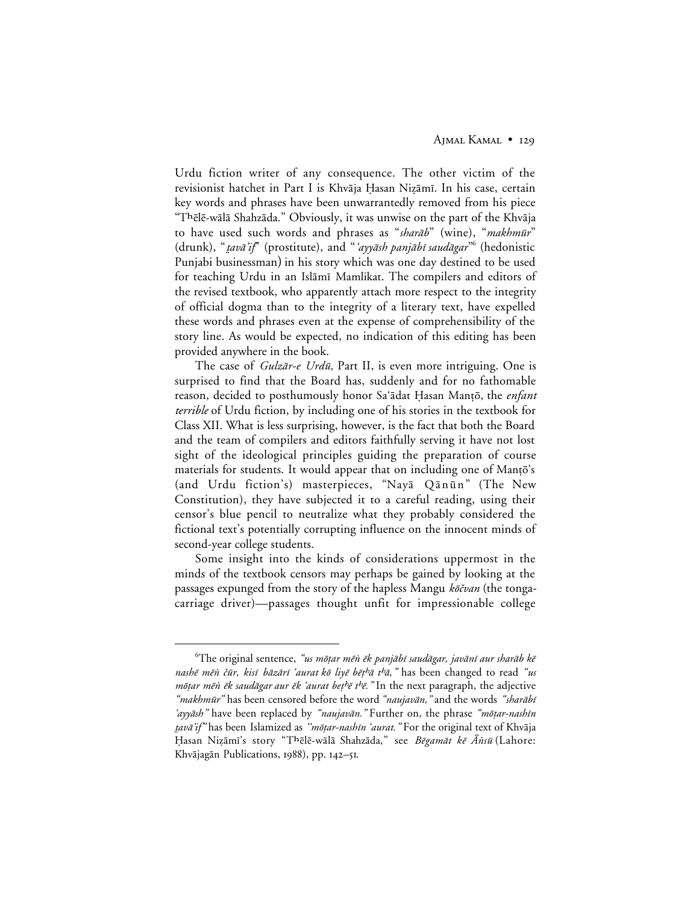Urdu fiction writer of any consequence. The other victim of the revisionist hatchet in Part I is Khvāja Ḥasan Niẓāmī. In his case, certain key words and phrases have been unwarrantedly removed from his piece "Tʰēlē-wālā Shahzāda." Obviously, it was unwise on the part of the Khvāja to have used such words and phrases as "*sharāb*" (wine), "*makhmūr*" (drunk), "*ṭavā'if*" (prostitute), and "*'ayyāsh panjābī saudāgar*"[6] (hedonistic Punjabi businessman) in his story which was one day destined to be used for teaching Urdu in an Islāmī Mamlikat. The compilers and editors of the revised textbook, who apparently attach more respect to the integrity of official dogma than to the integrity of a literary text, have expelled these words and phrases even at the expense of comprehensibility of the story line. As would be expected, no indication of this editing has been provided anywhere in the book.

The case of *Gulzār-e Urdū,* Part II, is even more intriguing. One is surprised to find that the Board has, suddenly and for no fathomable reason, decided to posthumously honor Sa'ādat Ḥasan Manṭō, the *enfant terrible* of Urdu fiction, by including one of his stories in the textbook for Class XII. What is less surprising, however, is the fact that both the Board and the team of compilers and editors faithfully serving it have not lost sight of the ideological principles guiding the preparation of course materials for students. It would appear that on including one of Manṭō's (and Urdu fiction's) masterpieces, "Nayā Qānūn" (The New Constitution), they have subjected it to a careful reading, using their censor's blue pencil to neutralize what they probably considered the fictional text's potentially corrupting influence on the innocent minds of second-year college students.

Some insight into the kinds of considerations uppermost in the minds of the textbook censors may perhaps be gained by looking at the passages expunged from the story of the hapless Mangu *kōčvan* (the tonga-carriage driver)—passages thought unfit for impressionable college

---

[6]The original sentence, *"us mōṭar mēṅ ēk panjābī saudāgar, javānī aur sharāb kē nashē mēṅ čūr, kisī bāzārī 'aurat kō liyē bēṭʰā tʰā,"* has been changed to read *"us mōṭar mēṅ ēk saudāgar aur ēk 'aurat beṭʰē tʰē."* In the next paragraph, the adjective *"makhmūr"* has been censored before the word *"naujavān,"* and the words *"sharābī 'ayyāsh"* have been replaced by *"naujavān."* Further on, the phrase *"mōṭar-nashīn ṭavā'if"* has been Islamized as *"mōṭar-nashīn 'aurat."* For the original text of Khvāja Ḥasan Niẓāmī's story "Tʰēlē-wālā Shahzāda," see *Bēgamāt kē Āṅsū* (Lahore: Khvājagān Publications, 1988), pp. 142–51.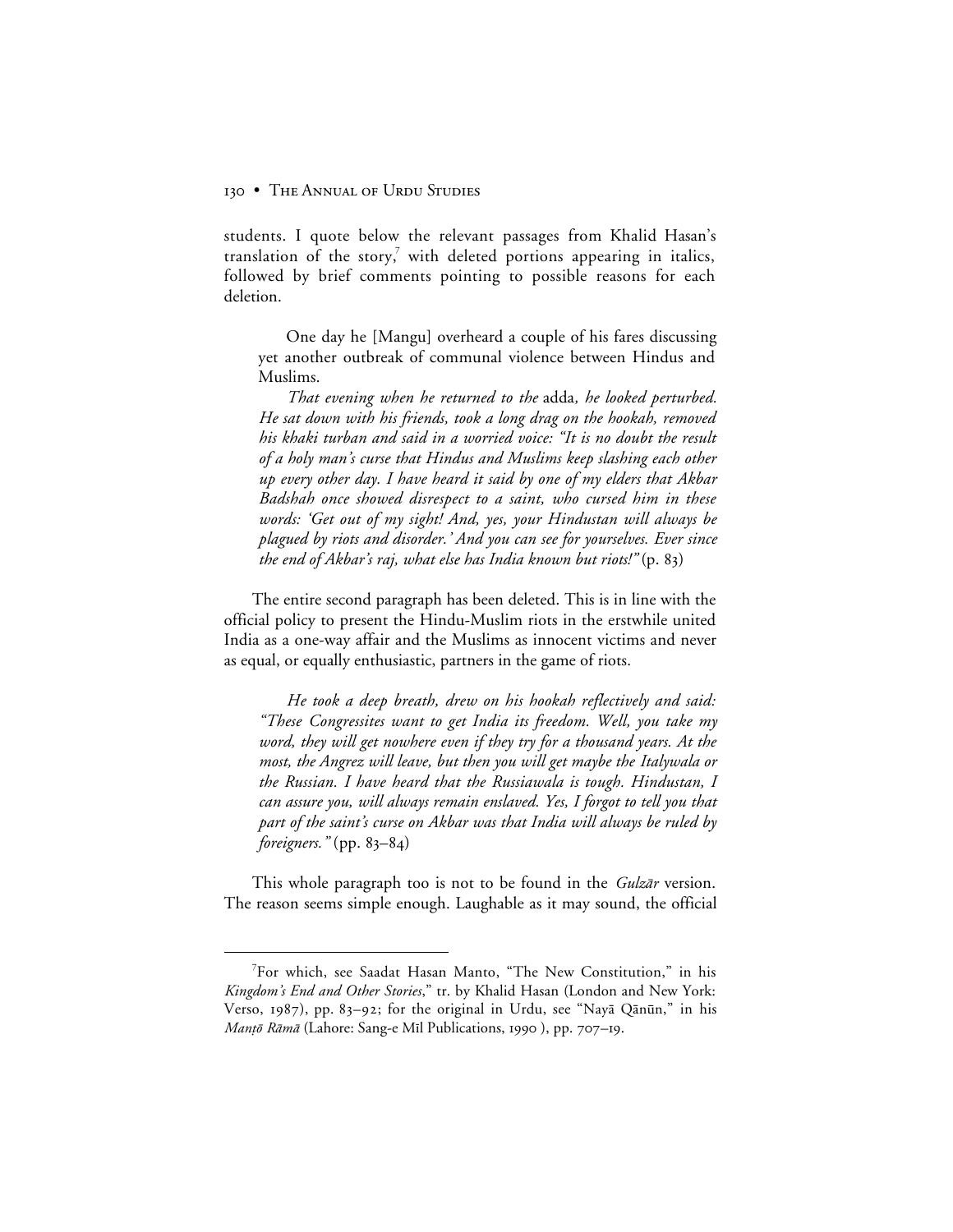students. I quote below the relevant passages from Khalid Hasan's translation of the story,[7] with deleted portions appearing in italics, followed by brief comments pointing to possible reasons for each deletion.

> One day he [Mangu] overheard a couple of his fares discussing yet another outbreak of communal violence between Hindus and Muslims.
>
> *That evening when he returned to the* adda*, he looked perturbed. He sat down with his friends, took a long drag on the hookah, removed his khaki turban and said in a worried voice: "It is no doubt the result of a holy man's curse that Hindus and Muslims keep slashing each other up every other day. I have heard it said by one of my elders that Akbar Badshah once showed disrespect to a saint, who cursed him in these words: 'Get out of my sight! And, yes, your Hindustan will always be plagued by riots and disorder.' And you can see for yourselves. Ever since the end of Akbar's raj, what else has India known but riots!"* (p. 83)

The entire second paragraph has been deleted. This is in line with the official policy to present the Hindu-Muslim riots in the erstwhile united India as a one-way affair and the Muslims as innocent victims and never as equal, or equally enthusiastic, partners in the game of riots.

> *He took a deep breath, drew on his hookah reflectively and said: "These Congressites want to get India its freedom. Well, you take my word, they will get nowhere even if they try for a thousand years. At the most, the Angrez will leave, but then you will get maybe the Italywala or the Russian. I have heard that the Russiawala is tough. Hindustan, I can assure you, will always remain enslaved. Yes, I forgot to tell you that part of the saint's curse on Akbar was that India will always be ruled by foreigners."* (pp. 83–84)

This whole paragraph too is not to be found in the *Gulzār* version. The reason seems simple enough. Laughable as it may sound, the official

---

[7]For which, see Saadat Hasan Manto, "The New Constitution," in his *Kingdom's End and Other Stories*," tr. by Khalid Hasan (London and New York: Verso, 1987), pp. 83–92; for the original in Urdu, see "Nayā Qānūn," in his *Manṭō Rāmā* (Lahore: Sang-e Mīl Publications, 1990 ), pp. 707–19.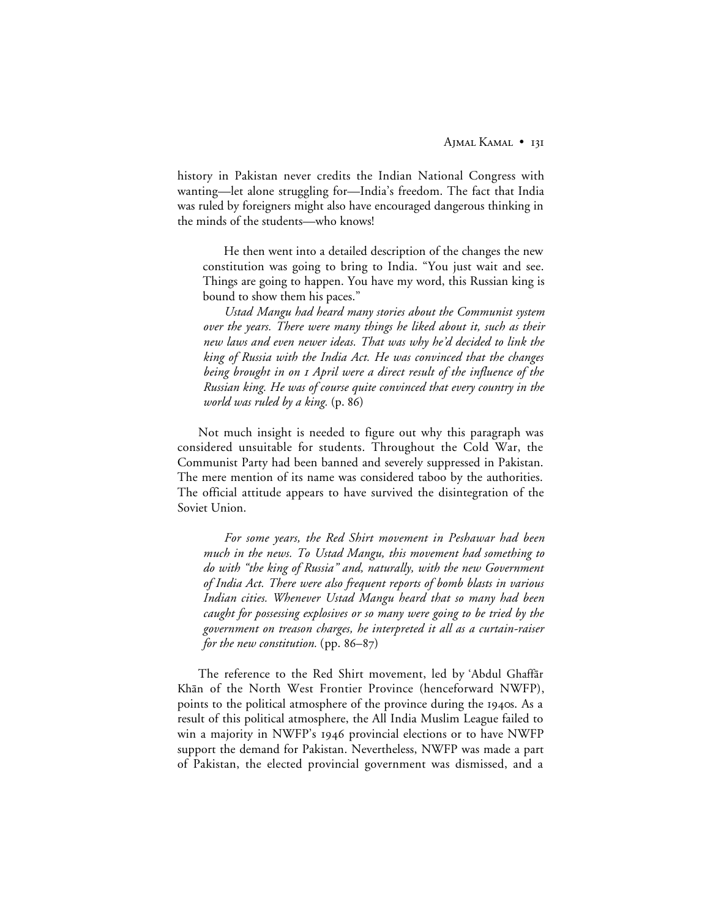history in Pakistan never credits the Indian National Congress with wanting—let alone struggling for—India's freedom. The fact that India was ruled by foreigners might also have encouraged dangerous thinking in the minds of the students—who knows!

> He then went into a detailed description of the changes the new constitution was going to bring to India. "You just wait and see. Things are going to happen. You have my word, this Russian king is bound to show them his paces."
>
> *Ustad Mangu had heard many stories about the Communist system over the years. There were many things he liked about it, such as their new laws and even newer ideas. That was why he'd decided to link the king of Russia with the India Act. He was convinced that the changes being brought in on 1 April were a direct result of the influence of the Russian king. He was of course quite convinced that every country in the world was ruled by a king.* (p. 86)

Not much insight is needed to figure out why this paragraph was considered unsuitable for students. Throughout the Cold War, the Communist Party had been banned and severely suppressed in Pakistan. The mere mention of its name was considered taboo by the authorities. The official attitude appears to have survived the disintegration of the Soviet Union.

> *For some years, the Red Shirt movement in Peshawar had been much in the news. To Ustad Mangu, this movement had something to do with "the king of Russia" and, naturally, with the new Government of India Act. There were also frequent reports of bomb blasts in various Indian cities. Whenever Ustad Mangu heard that so many had been caught for possessing explosives or so many were going to be tried by the government on treason charges, he interpreted it all as a curtain-raiser for the new constitution.* (pp. 86–87)

The reference to the Red Shirt movement, led by 'Abdul Ghaffār Khān of the North West Frontier Province (henceforward NWFP), points to the political atmosphere of the province during the 1940s. As a result of this political atmosphere, the All India Muslim League failed to win a majority in NWFP's 1946 provincial elections or to have NWFP support the demand for Pakistan. Nevertheless, NWFP was made a part of Pakistan, the elected provincial government was dismissed, and a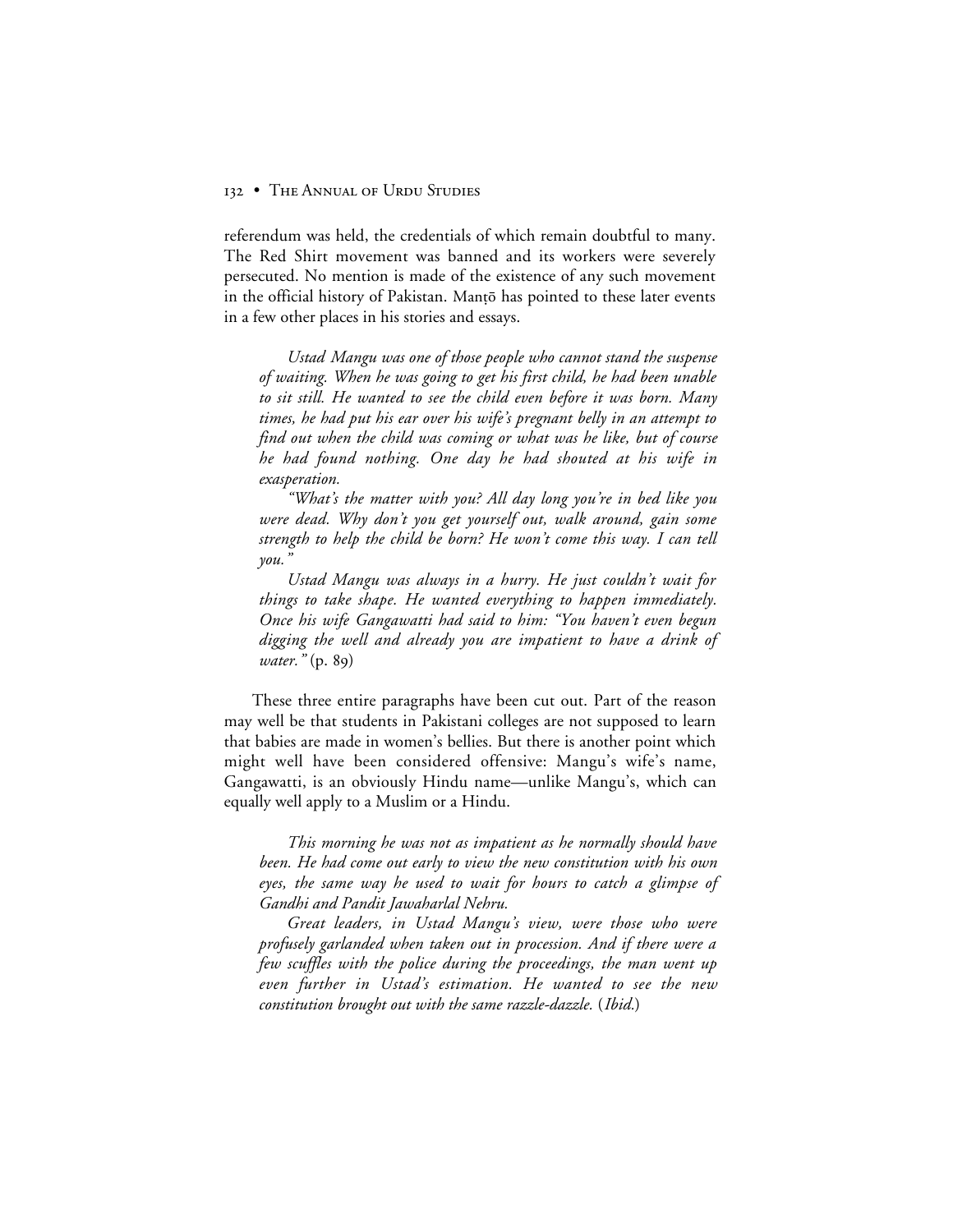referendum was held, the credentials of which remain doubtful to many. The Red Shirt movement was banned and its workers were severely persecuted. No mention is made of the existence of any such movement in the official history of Pakistan. Manṭō has pointed to these later events in a few other places in his stories and essays.

> *Ustad Mangu was one of those people who cannot stand the suspense of waiting. When he was going to get his first child, he had been unable to sit still. He wanted to see the child even before it was born. Many times, he had put his ear over his wife's pregnant belly in an attempt to find out when the child was coming or what was he like, but of course he had found nothing. One day he had shouted at his wife in exasperation.*
>
> *"What's the matter with you? All day long you're in bed like you were dead. Why don't you get yourself out, walk around, gain some strength to help the child be born? He won't come this way. I can tell you."*
>
> *Ustad Mangu was always in a hurry. He just couldn't wait for things to take shape. He wanted everything to happen immediately. Once his wife Gangawatti had said to him: "You haven't even begun digging the well and already you are impatient to have a drink of water."* (p. 89)

These three entire paragraphs have been cut out. Part of the reason may well be that students in Pakistani colleges are not supposed to learn that babies are made in women's bellies. But there is another point which might well have been considered offensive: Mangu's wife's name, Gangawatti, is an obviously Hindu name—unlike Mangu's, which can equally well apply to a Muslim or a Hindu.

> *This morning he was not as impatient as he normally should have been. He had come out early to view the new constitution with his own eyes, the same way he used to wait for hours to catch a glimpse of Gandhi and Pandit Jawaharlal Nehru.*
>
> *Great leaders, in Ustad Mangu's view, were those who were profusely garlanded when taken out in procession. And if there were a few scuffles with the police during the proceedings, the man went up even further in Ustad's estimation. He wanted to see the new constitution brought out with the same razzle-dazzle.* (*Ibid.*)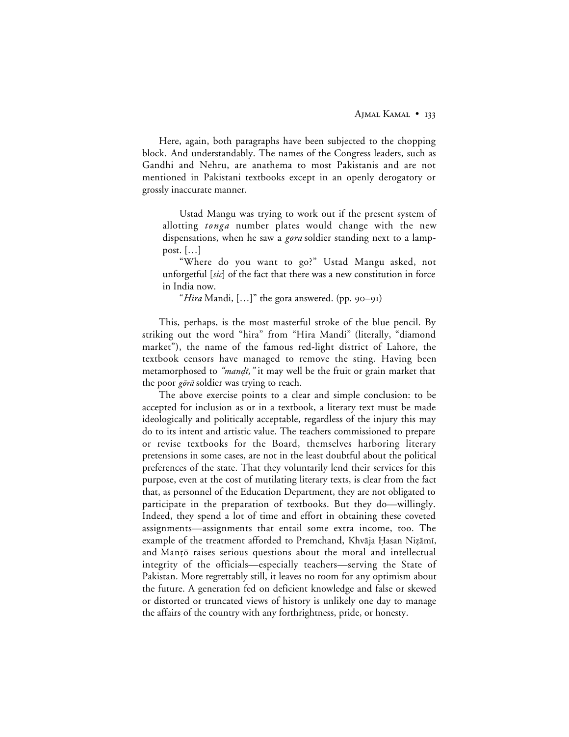Here, again, both paragraphs have been subjected to the chopping block. And understandably. The names of the Congress leaders, such as Gandhi and Nehru, are anathema to most Pakistanis and are not mentioned in Pakistani textbooks except in an openly derogatory or grossly inaccurate manner.

> Ustad Mangu was trying to work out if the present system of allotting *tonga* number plates would change with the new dispensations, when he saw a *gora* soldier standing next to a lamp-post. […]
>
> "Where do you want to go?" Ustad Mangu asked, not unforgetful [*sic*] of the fact that there was a new constitution in force in India now.
>
> "*Hira* Mandi, […]" the gora answered. (pp. 90–91)

This, perhaps, is the most masterful stroke of the blue pencil. By striking out the word "hira" from "Hira Mandi" (literally, "diamond market"), the name of the famous red-light district of Lahore, the textbook censors have managed to remove the sting. Having been metamorphosed to *"manḍī,"* it may well be the fruit or grain market that the poor *gōrā* soldier was trying to reach.

The above exercise points to a clear and simple conclusion: to be accepted for inclusion as or in a textbook, a literary text must be made ideologically and politically acceptable, regardless of the injury this may do to its intent and artistic value. The teachers commissioned to prepare or revise textbooks for the Board, themselves harboring literary pretensions in some cases, are not in the least doubtful about the political preferences of the state. That they voluntarily lend their services for this purpose, even at the cost of mutilating literary texts, is clear from the fact that, as personnel of the Education Department, they are not obligated to participate in the preparation of textbooks. But they do—willingly. Indeed, they spend a lot of time and effort in obtaining these coveted assignments—assignments that entail some extra income, too. The example of the treatment afforded to Premchand, Khvāja Ḥasan Niẓāmī, and Manṭō raises serious questions about the moral and intellectual integrity of the officials—especially teachers—serving the State of Pakistan. More regrettably still, it leaves no room for any optimism about the future. A generation fed on deficient knowledge and false or skewed or distorted or truncated views of history is unlikely one day to manage the affairs of the country with any forthrightness, pride, or honesty.